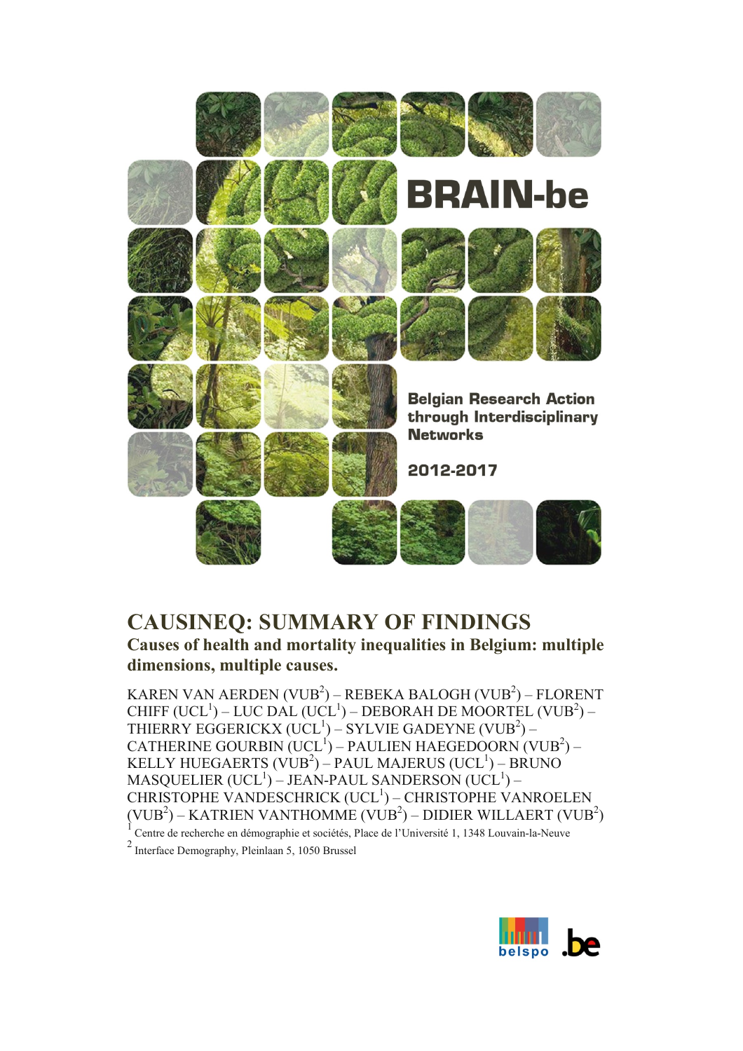BRAIN-be

Belgian Research Action through Interdisciplinary Networks

2012-2017

# CAUSINEQ: SUMMARY OF FINDINGS

## Causes of health and mortality inequalities in Belgium: multiple dimensions, multiple causes.

KAREN VAN AERDEN (VUB[2]) – REBEKA BALOGH (VUB[2]) – FLORENT CHIFF (UCL[1]) – LUC DAL (UCL[1]) – DEBORAH DE MOORTEL (VUB[2]) – THIERRY EGGERICKX (UCL[1]) – SYLVIE GADEYNE (VUB[2]) – CATHERINE GOURBIN (UCL[1]) – PAULIEN HAEGEDOORN (VUB[2]) – KELLY HUEGAERTS (VUB[2]) – PAUL MAJERUS (UCL[1]) – BRUNO MASQUELIER (UCL[1]) – JEAN-PAUL SANDERSON (UCL[1]) – CHRISTOPHE VANDESCHRICK (UCL[1]) – CHRISTOPHE VANROELEN (VUB[2]) – KATRIEN VANTHOMME (VUB[2]) – DIDIER WILLAERT (VUB[2])

[1] Centre de recherche en démographie et sociétés, Place de l'Université 1, 1348 Louvain-la-Neuve

[2] Interface Demography, Pleinlaan 5, 1050 Brussel

belspo .be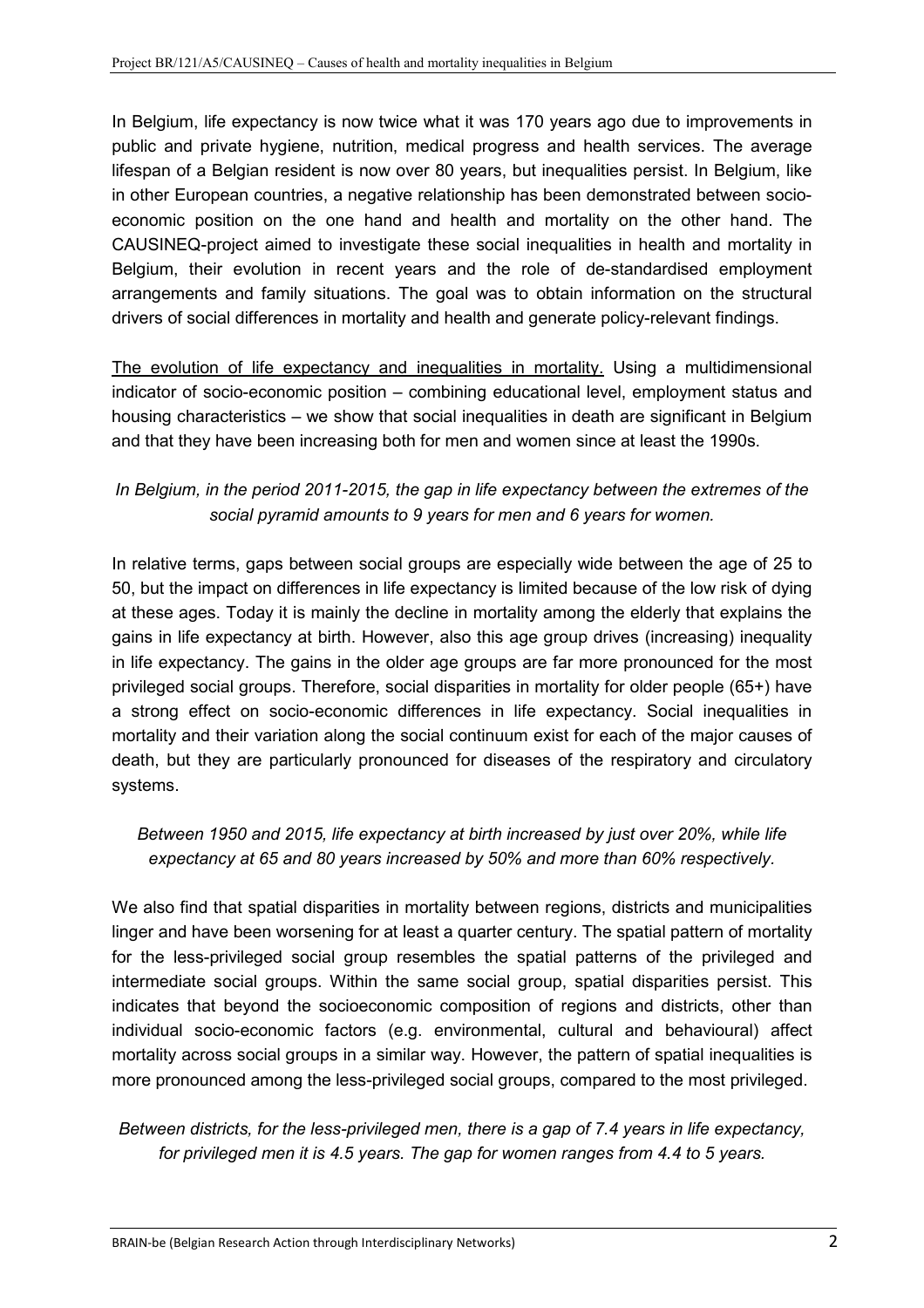In Belgium, life expectancy is now twice what it was 170 years ago due to improvements in public and private hygiene, nutrition, medical progress and health services. The average lifespan of a Belgian resident is now over 80 years, but inequalities persist. In Belgium, like in other European countries, a negative relationship has been demonstrated between socio-economic position on the one hand and health and mortality on the other hand. The CAUSINEQ-project aimed to investigate these social inequalities in health and mortality in Belgium, their evolution in recent years and the role of de-standardised employment arrangements and family situations. The goal was to obtain information on the structural drivers of social differences in mortality and health and generate policy-relevant findings.

The evolution of life expectancy and inequalities in mortality. Using a multidimensional indicator of socio-economic position – combining educational level, employment status and housing characteristics – we show that social inequalities in death are significant in Belgium and that they have been increasing both for men and women since at least the 1990s.

*In Belgium, in the period 2011-2015, the gap in life expectancy between the extremes of the social pyramid amounts to 9 years for men and 6 years for women.*

In relative terms, gaps between social groups are especially wide between the age of 25 to 50, but the impact on differences in life expectancy is limited because of the low risk of dying at these ages. Today it is mainly the decline in mortality among the elderly that explains the gains in life expectancy at birth. However, also this age group drives (increasing) inequality in life expectancy. The gains in the older age groups are far more pronounced for the most privileged social groups. Therefore, social disparities in mortality for older people (65+) have a strong effect on socio-economic differences in life expectancy. Social inequalities in mortality and their variation along the social continuum exist for each of the major causes of death, but they are particularly pronounced for diseases of the respiratory and circulatory systems.

*Between 1950 and 2015, life expectancy at birth increased by just over 20%, while life expectancy at 65 and 80 years increased by 50% and more than 60% respectively.*

We also find that spatial disparities in mortality between regions, districts and municipalities linger and have been worsening for at least a quarter century. The spatial pattern of mortality for the less-privileged social group resembles the spatial patterns of the privileged and intermediate social groups. Within the same social group, spatial disparities persist. This indicates that beyond the socioeconomic composition of regions and districts, other than individual socio-economic factors (e.g. environmental, cultural and behavioural) affect mortality across social groups in a similar way. However, the pattern of spatial inequalities is more pronounced among the less-privileged social groups, compared to the most privileged.

*Between districts, for the less-privileged men, there is a gap of 7.4 years in life expectancy, for privileged men it is 4.5 years. The gap for women ranges from 4.4 to 5 years.*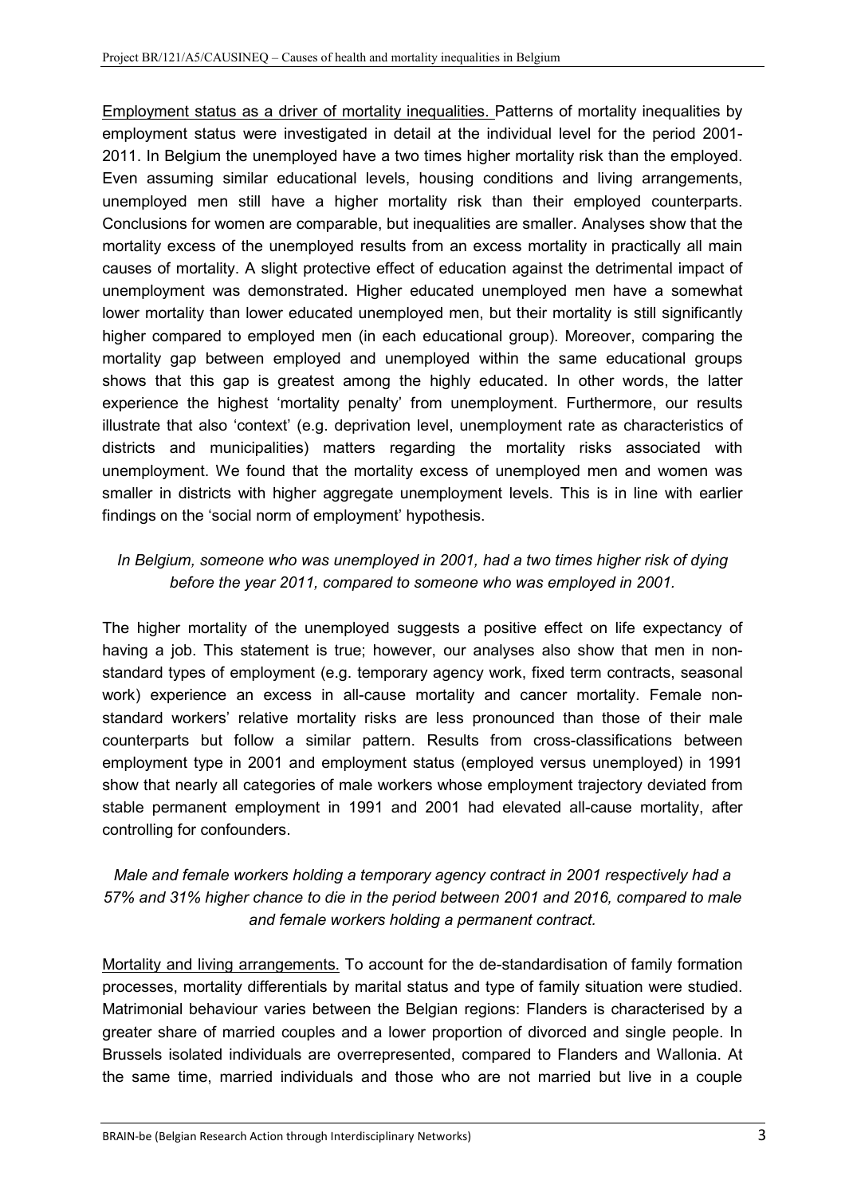Employment status as a driver of mortality inequalities. Patterns of mortality inequalities by employment status were investigated in detail at the individual level for the period 2001-2011. In Belgium the unemployed have a two times higher mortality risk than the employed. Even assuming similar educational levels, housing conditions and living arrangements, unemployed men still have a higher mortality risk than their employed counterparts. Conclusions for women are comparable, but inequalities are smaller. Analyses show that the mortality excess of the unemployed results from an excess mortality in practically all main causes of mortality. A slight protective effect of education against the detrimental impact of unemployment was demonstrated. Higher educated unemployed men have a somewhat lower mortality than lower educated unemployed men, but their mortality is still significantly higher compared to employed men (in each educational group). Moreover, comparing the mortality gap between employed and unemployed within the same educational groups shows that this gap is greatest among the highly educated. In other words, the latter experience the highest 'mortality penalty' from unemployment. Furthermore, our results illustrate that also 'context' (e.g. deprivation level, unemployment rate as characteristics of districts and municipalities) matters regarding the mortality risks associated with unemployment. We found that the mortality excess of unemployed men and women was smaller in districts with higher aggregate unemployment levels. This is in line with earlier findings on the 'social norm of employment' hypothesis.

*In Belgium, someone who was unemployed in 2001, had a two times higher risk of dying before the year 2011, compared to someone who was employed in 2001.*

The higher mortality of the unemployed suggests a positive effect on life expectancy of having a job. This statement is true; however, our analyses also show that men in non-standard types of employment (e.g. temporary agency work, fixed term contracts, seasonal work) experience an excess in all-cause mortality and cancer mortality. Female non-standard workers' relative mortality risks are less pronounced than those of their male counterparts but follow a similar pattern. Results from cross-classifications between employment type in 2001 and employment status (employed versus unemployed) in 1991 show that nearly all categories of male workers whose employment trajectory deviated from stable permanent employment in 1991 and 2001 had elevated all-cause mortality, after controlling for confounders.

*Male and female workers holding a temporary agency contract in 2001 respectively had a 57% and 31% higher chance to die in the period between 2001 and 2016, compared to male and female workers holding a permanent contract.*

Mortality and living arrangements. To account for the de-standardisation of family formation processes, mortality differentials by marital status and type of family situation were studied. Matrimonial behaviour varies between the Belgian regions: Flanders is characterised by a greater share of married couples and a lower proportion of divorced and single people. In Brussels isolated individuals are overrepresented, compared to Flanders and Wallonia. At the same time, married individuals and those who are not married but live in a couple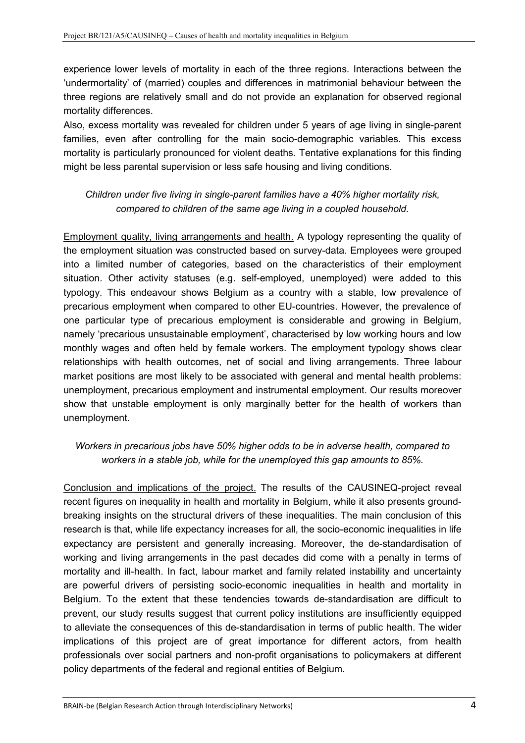experience lower levels of mortality in each of the three regions. Interactions between the 'undermortality' of (married) couples and differences in matrimonial behaviour between the three regions are relatively small and do not provide an explanation for observed regional mortality differences.

Also, excess mortality was revealed for children under 5 years of age living in single-parent families, even after controlling for the main socio-demographic variables. This excess mortality is particularly pronounced for violent deaths. Tentative explanations for this finding might be less parental supervision or less safe housing and living conditions.

*Children under five living in single-parent families have a 40% higher mortality risk, compared to children of the same age living in a coupled household.*

Employment quality, living arrangements and health. A typology representing the quality of the employment situation was constructed based on survey-data. Employees were grouped into a limited number of categories, based on the characteristics of their employment situation. Other activity statuses (e.g. self-employed, unemployed) were added to this typology. This endeavour shows Belgium as a country with a stable, low prevalence of precarious employment when compared to other EU-countries. However, the prevalence of one particular type of precarious employment is considerable and growing in Belgium, namely 'precarious unsustainable employment', characterised by low working hours and low monthly wages and often held by female workers. The employment typology shows clear relationships with health outcomes, net of social and living arrangements. Three labour market positions are most likely to be associated with general and mental health problems: unemployment, precarious employment and instrumental employment. Our results moreover show that unstable employment is only marginally better for the health of workers than unemployment.

*Workers in precarious jobs have 50% higher odds to be in adverse health, compared to workers in a stable job, while for the unemployed this gap amounts to 85%.*

Conclusion and implications of the project. The results of the CAUSINEQ-project reveal recent figures on inequality in health and mortality in Belgium, while it also presents ground-breaking insights on the structural drivers of these inequalities. The main conclusion of this research is that, while life expectancy increases for all, the socio-economic inequalities in life expectancy are persistent and generally increasing. Moreover, the de-standardisation of working and living arrangements in the past decades did come with a penalty in terms of mortality and ill-health. In fact, labour market and family related instability and uncertainty are powerful drivers of persisting socio-economic inequalities in health and mortality in Belgium. To the extent that these tendencies towards de-standardisation are difficult to prevent, our study results suggest that current policy institutions are insufficiently equipped to alleviate the consequences of this de-standardisation in terms of public health. The wider implications of this project are of great importance for different actors, from health professionals over social partners and non-profit organisations to policymakers at different policy departments of the federal and regional entities of Belgium.